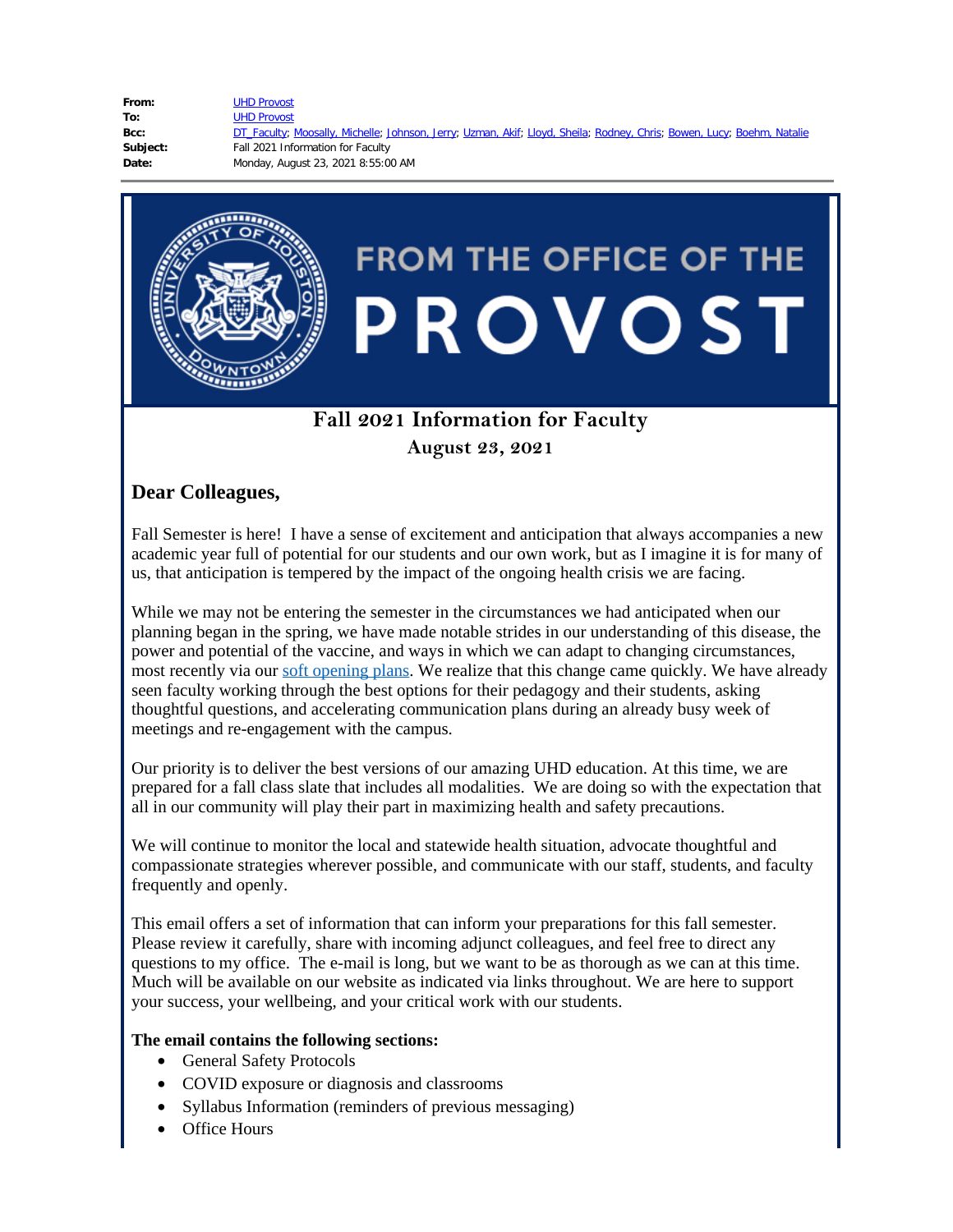**From:** UHD Provost
**To:** UHD Provost
**Bcc:** DT_Faculty; Moosally, Michelle; Johnson, Jerry; Uzman, Akif; Lloyd, Sheila; Rodney, Chris; Bowen, Lucy; Boehm, Natalie
**Subject:** Fall 2021 Information for Faculty
**Date:** Monday, August 23, 2021 8:55:00 AM

FROM THE OFFICE OF THE PROVOST

# Fall 2021 Information for Faculty

### August 23, 2021

## Dear Colleagues,

Fall Semester is here! I have a sense of excitement and anticipation that always accompanies a new academic year full of potential for our students and our own work, but as I imagine it is for many of us, that anticipation is tempered by the impact of the ongoing health crisis we are facing.

While we may not be entering the semester in the circumstances we had anticipated when our planning began in the spring, we have made notable strides in our understanding of this disease, the power and potential of the vaccine, and ways in which we can adapt to changing circumstances, most recently via our soft opening plans. We realize that this change came quickly. We have already seen faculty working through the best options for their pedagogy and their students, asking thoughtful questions, and accelerating communication plans during an already busy week of meetings and re-engagement with the campus.

Our priority is to deliver the best versions of our amazing UHD education. At this time, we are prepared for a fall class slate that includes all modalities. We are doing so with the expectation that all in our community will play their part in maximizing health and safety precautions.

We will continue to monitor the local and statewide health situation, advocate thoughtful and compassionate strategies wherever possible, and communicate with our staff, students, and faculty frequently and openly.

This email offers a set of information that can inform your preparations for this fall semester. Please review it carefully, share with incoming adjunct colleagues, and feel free to direct any questions to my office. The e-mail is long, but we want to be as thorough as we can at this time. Much will be available on our website as indicated via links throughout. We are here to support your success, your wellbeing, and your critical work with our students.

**The email contains the following sections:**

- General Safety Protocols
- COVID exposure or diagnosis and classrooms
- Syllabus Information (reminders of previous messaging)
- Office Hours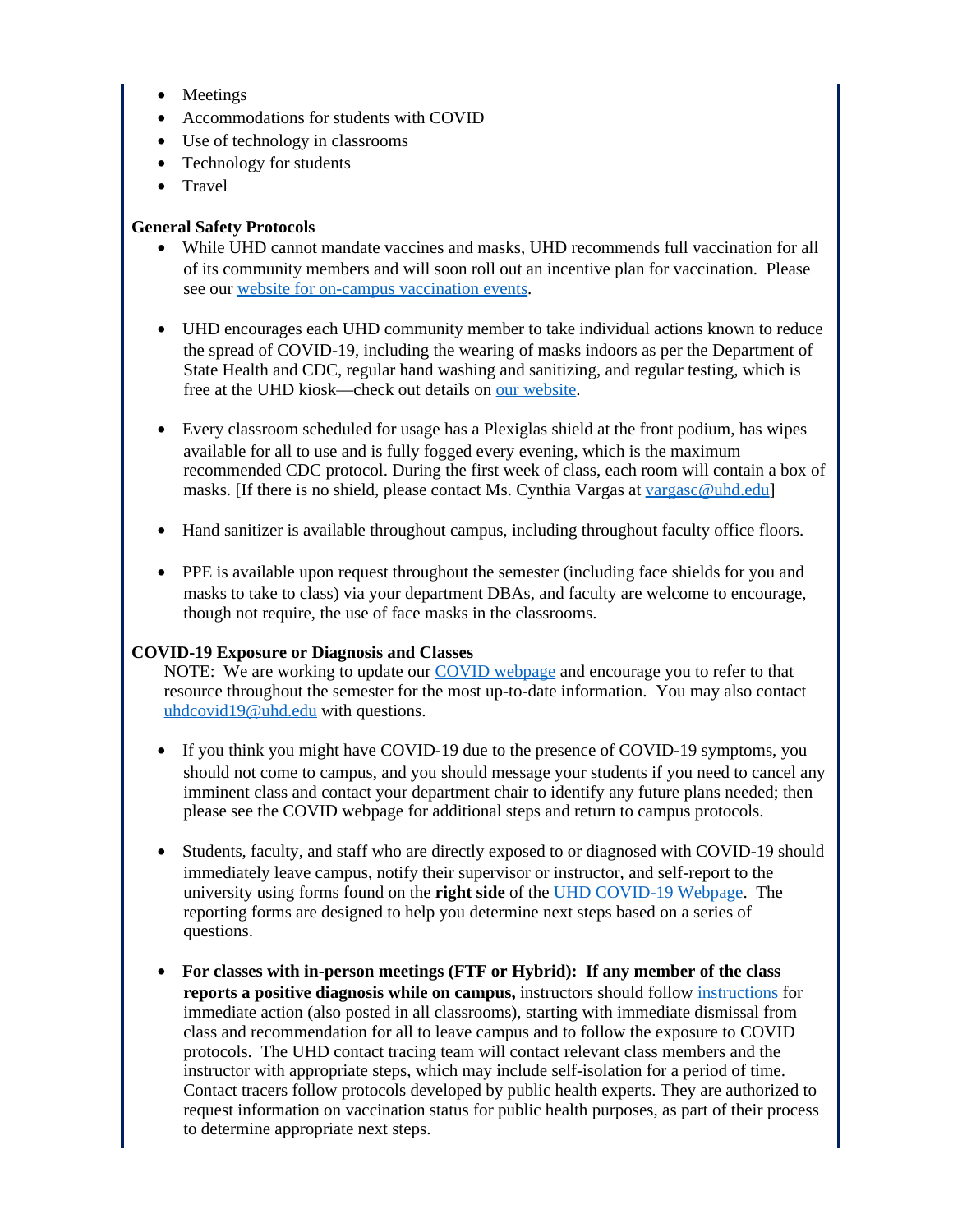- Meetings
- Accommodations for students with COVID
- Use of technology in classrooms
- Technology for students
- Travel

**General Safety Protocols**

- While UHD cannot mandate vaccines and masks, UHD recommends full vaccination for all of its community members and will soon roll out an incentive plan for vaccination. Please see our [website for on-campus vaccination events](#).

- UHD encourages each UHD community member to take individual actions known to reduce the spread of COVID-19, including the wearing of masks indoors as per the Department of State Health and CDC, regular hand washing and sanitizing, and regular testing, which is free at the UHD kiosk—check out details on [our website](#).

- Every classroom scheduled for usage has a Plexiglas shield at the front podium, has wipes available for all to use and is fully fogged every evening, which is the maximum recommended CDC protocol. During the first week of class, each room will contain a box of masks. [If there is no shield, please contact Ms. Cynthia Vargas at [vargasc@uhd.edu](mailto:vargasc@uhd.edu)]

- Hand sanitizer is available throughout campus, including throughout faculty office floors.

- PPE is available upon request throughout the semester (including face shields for you and masks to take to class) via your department DBAs, and faculty are welcome to encourage, though not require, the use of face masks in the classrooms.

**COVID-19 Exposure or Diagnosis and Classes**

NOTE: We are working to update our [COVID webpage](#) and encourage you to refer to that resource throughout the semester for the most up-to-date information. You may also contact [uhdcovid19@uhd.edu](mailto:uhdcovid19@uhd.edu) with questions.

- If you think you might have COVID-19 due to the presence of COVID-19 symptoms, you should not come to campus, and you should message your students if you need to cancel any imminent class and contact your department chair to identify any future plans needed; then please see the COVID webpage for additional steps and return to campus protocols.

- Students, faculty, and staff who are directly exposed to or diagnosed with COVID-19 should immediately leave campus, notify their supervisor or instructor, and self-report to the university using forms found on the **right side** of the [UHD COVID-19 Webpage](#). The reporting forms are designed to help you determine next steps based on a series of questions.

- **For classes with in-person meetings (FTF or Hybrid): If any member of the class reports a positive diagnosis while on campus,** instructors should follow [instructions](#) for immediate action (also posted in all classrooms), starting with immediate dismissal from class and recommendation for all to leave campus and to follow the exposure to COVID protocols. The UHD contact tracing team will contact relevant class members and the instructor with appropriate steps, which may include self-isolation for a period of time. Contact tracers follow protocols developed by public health experts. They are authorized to request information on vaccination status for public health purposes, as part of their process to determine appropriate next steps.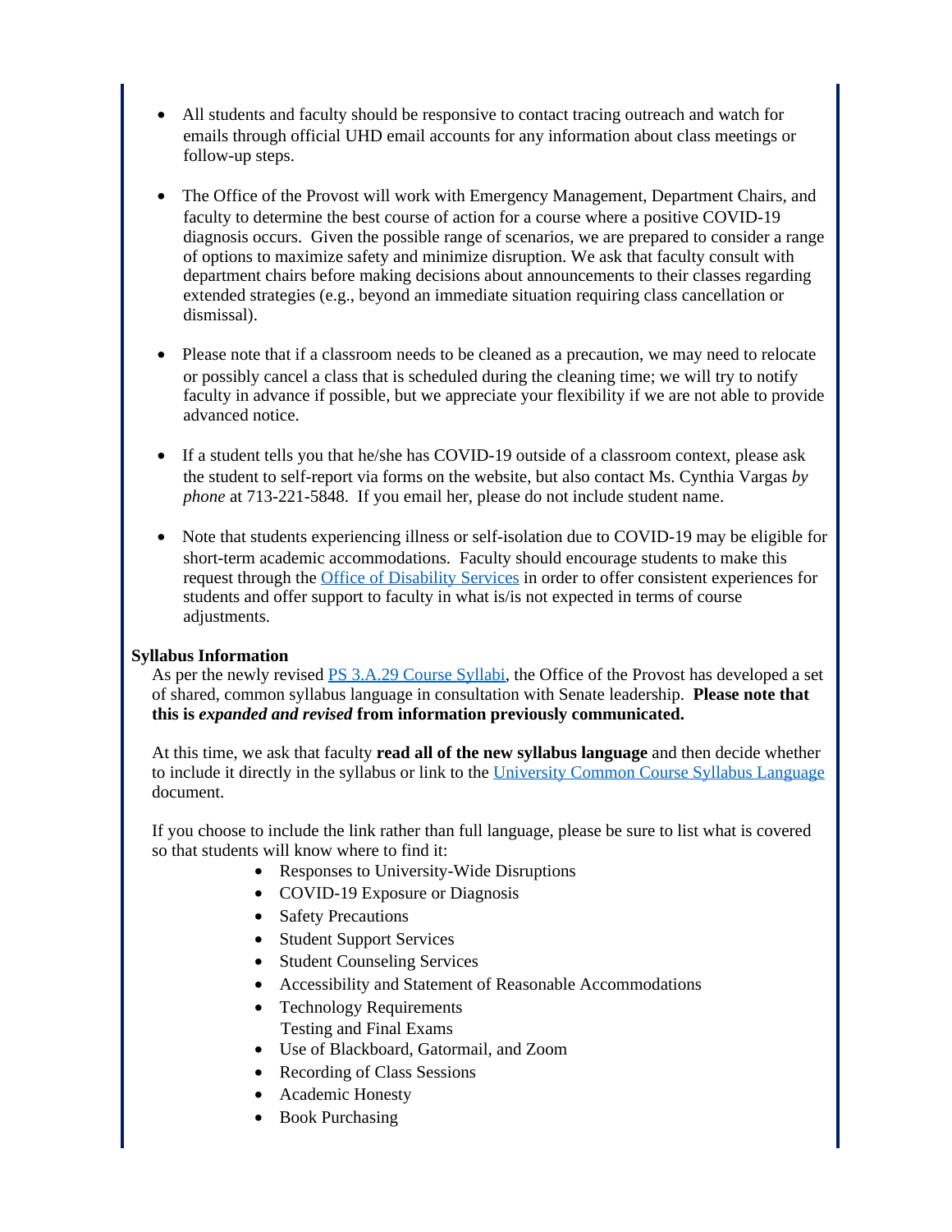- All students and faculty should be responsive to contact tracing outreach and watch for emails through official UHD email accounts for any information about class meetings or follow-up steps.

- The Office of the Provost will work with Emergency Management, Department Chairs, and faculty to determine the best course of action for a course where a positive COVID-19 diagnosis occurs. Given the possible range of scenarios, we are prepared to consider a range of options to maximize safety and minimize disruption. We ask that faculty consult with department chairs before making decisions about announcements to their classes regarding extended strategies (e.g., beyond an immediate situation requiring class cancellation or dismissal).

- Please note that if a classroom needs to be cleaned as a precaution, we may need to relocate or possibly cancel a class that is scheduled during the cleaning time; we will try to notify faculty in advance if possible, but we appreciate your flexibility if we are not able to provide advanced notice.

- If a student tells you that he/she has COVID-19 outside of a classroom context, please ask the student to self-report via forms on the website, but also contact Ms. Cynthia Vargas *by phone* at 713-221-5848. If you email her, please do not include student name.

- Note that students experiencing illness or self-isolation due to COVID-19 may be eligible for short-term academic accommodations. Faculty should encourage students to make this request through the Office of Disability Services in order to offer consistent experiences for students and offer support to faculty in what is/is not expected in terms of course adjustments.

**Syllabus Information**

As per the newly revised PS 3.A.29 Course Syllabi, the Office of the Provost has developed a set of shared, common syllabus language in consultation with Senate leadership. **Please note that this is *expanded and revised* from information previously communicated.**

At this time, we ask that faculty **read all of the new syllabus language** and then decide whether to include it directly in the syllabus or link to the University Common Course Syllabus Language document.

If you choose to include the link rather than full language, please be sure to list what is covered so that students will know where to find it:

- Responses to University-Wide Disruptions
- COVID-19 Exposure or Diagnosis
- Safety Precautions
- Student Support Services
- Student Counseling Services
- Accessibility and Statement of Reasonable Accommodations
- Technology Requirements
  Testing and Final Exams
- Use of Blackboard, Gatormail, and Zoom
- Recording of Class Sessions
- Academic Honesty
- Book Purchasing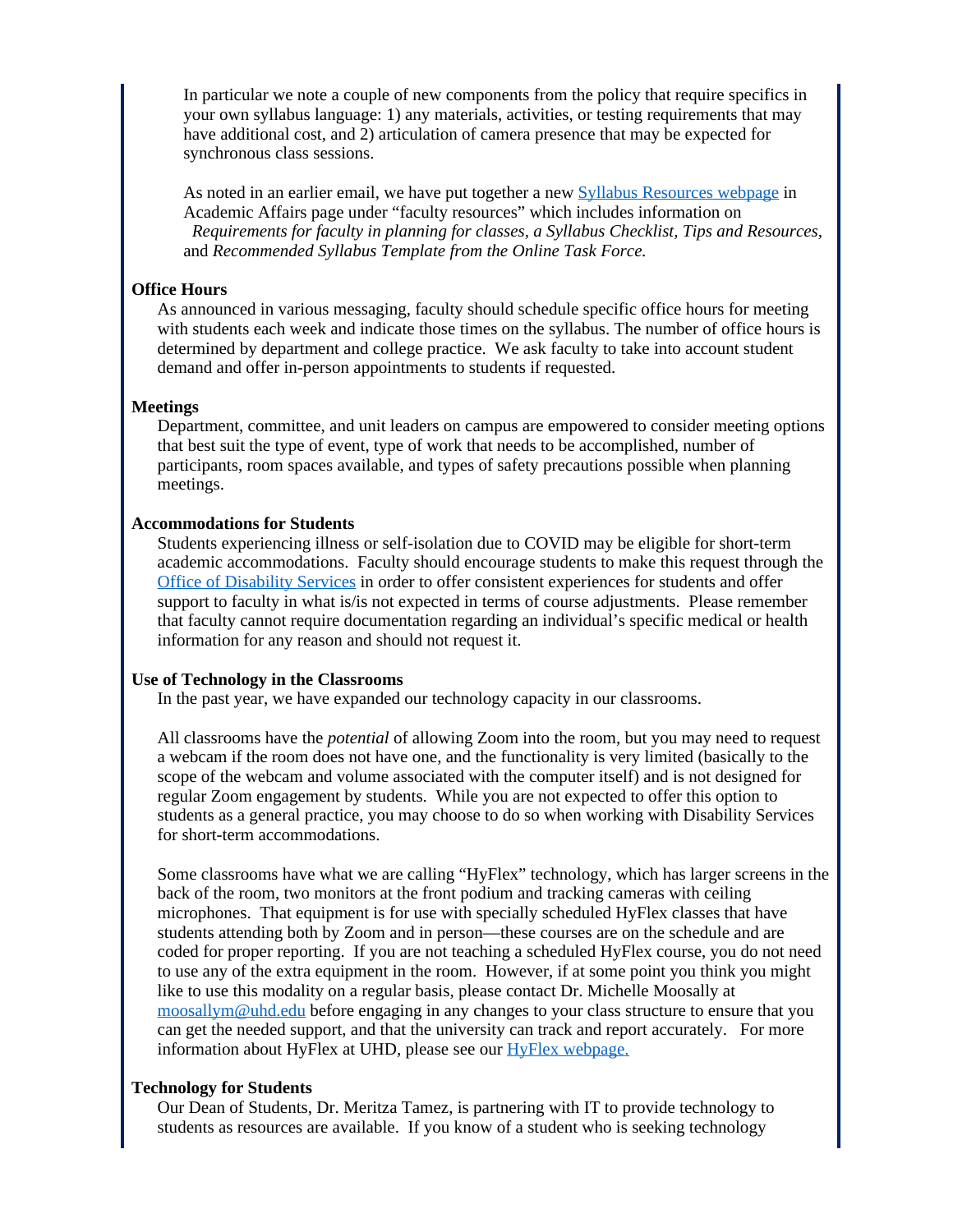In particular we note a couple of new components from the policy that require specifics in your own syllabus language: 1) any materials, activities, or testing requirements that may have additional cost, and 2) articulation of camera presence that may be expected for synchronous class sessions.

As noted in an earlier email, we have put together a new [Syllabus Resources webpage] in Academic Affairs page under "faculty resources" which includes information on *Requirements for faculty in planning for classes, a Syllabus Checklist, Tips and Resources,* and *Recommended Syllabus Template from the Online Task Force.*

**Office Hours**

As announced in various messaging, faculty should schedule specific office hours for meeting with students each week and indicate those times on the syllabus. The number of office hours is determined by department and college practice. We ask faculty to take into account student demand and offer in-person appointments to students if requested.

**Meetings**

Department, committee, and unit leaders on campus are empowered to consider meeting options that best suit the type of event, type of work that needs to be accomplished, number of participants, room spaces available, and types of safety precautions possible when planning meetings.

**Accommodations for Students**

Students experiencing illness or self-isolation due to COVID may be eligible for short-term academic accommodations. Faculty should encourage students to make this request through the [Office of Disability Services] in order to offer consistent experiences for students and offer support to faculty in what is/is not expected in terms of course adjustments. Please remember that faculty cannot require documentation regarding an individual's specific medical or health information for any reason and should not request it.

**Use of Technology in the Classrooms**

In the past year, we have expanded our technology capacity in our classrooms.

All classrooms have the *potential* of allowing Zoom into the room, but you may need to request a webcam if the room does not have one, and the functionality is very limited (basically to the scope of the webcam and volume associated with the computer itself) and is not designed for regular Zoom engagement by students. While you are not expected to offer this option to students as a general practice, you may choose to do so when working with Disability Services for short-term accommodations.

Some classrooms have what we are calling "HyFlex" technology, which has larger screens in the back of the room, two monitors at the front podium and tracking cameras with ceiling microphones. That equipment is for use with specially scheduled HyFlex classes that have students attending both by Zoom and in person—these courses are on the schedule and are coded for proper reporting. If you are not teaching a scheduled HyFlex course, you do not need to use any of the extra equipment in the room. However, if at some point you think you might like to use this modality on a regular basis, please contact Dr. Michelle Moosally at moosallym@uhd.edu before engaging in any changes to your class structure to ensure that you can get the needed support, and that the university can track and report accurately. For more information about HyFlex at UHD, please see our [HyFlex webpage.]

**Technology for Students**

Our Dean of Students, Dr. Meritza Tamez, is partnering with IT to provide technology to students as resources are available. If you know of a student who is seeking technology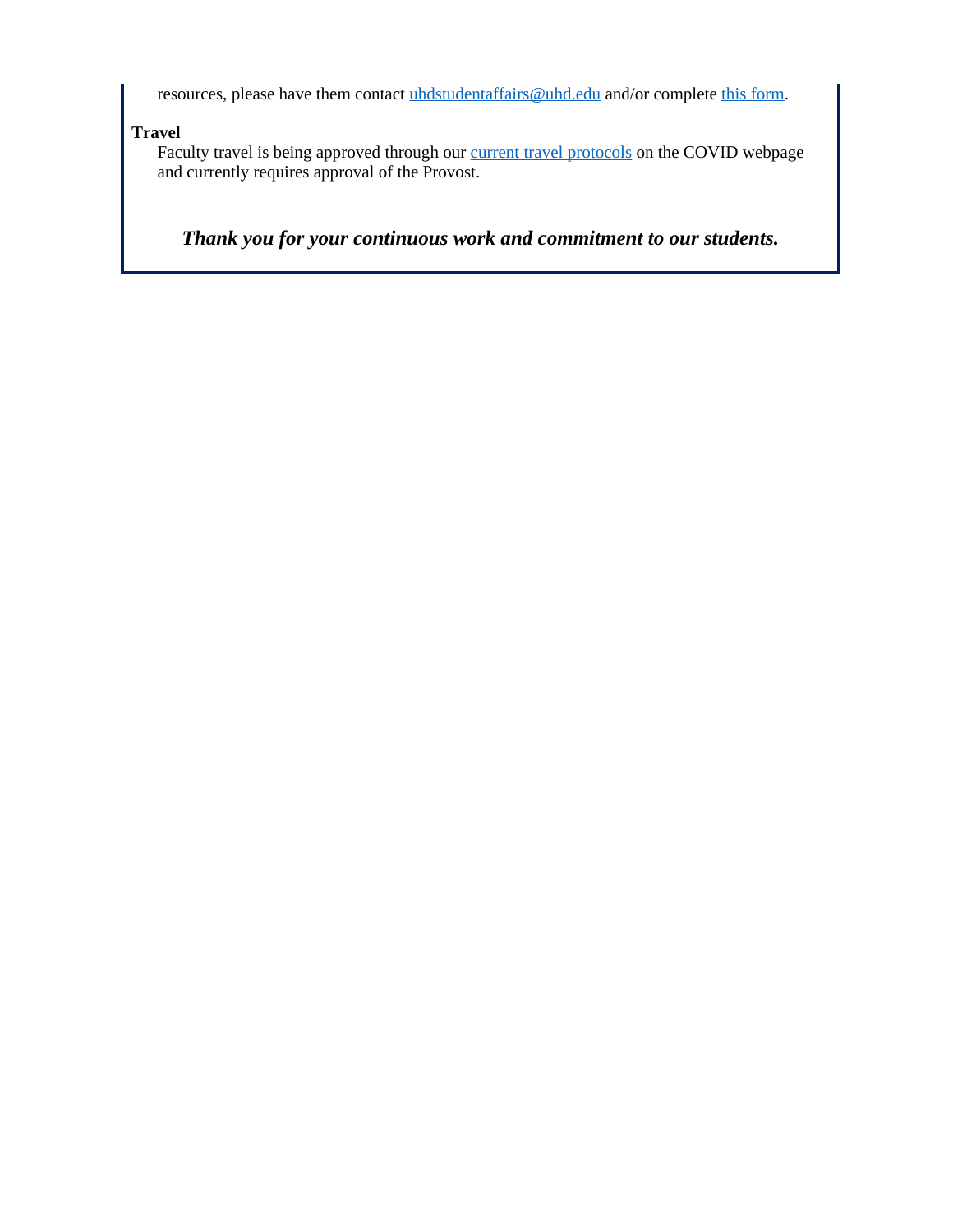resources, please have them contact uhdstudentaffairs@uhd.edu and/or complete this form.

**Travel**

Faculty travel is being approved through our current travel protocols on the COVID webpage and currently requires approval of the Provost.

***Thank you for your continuous work and commitment to our students.***